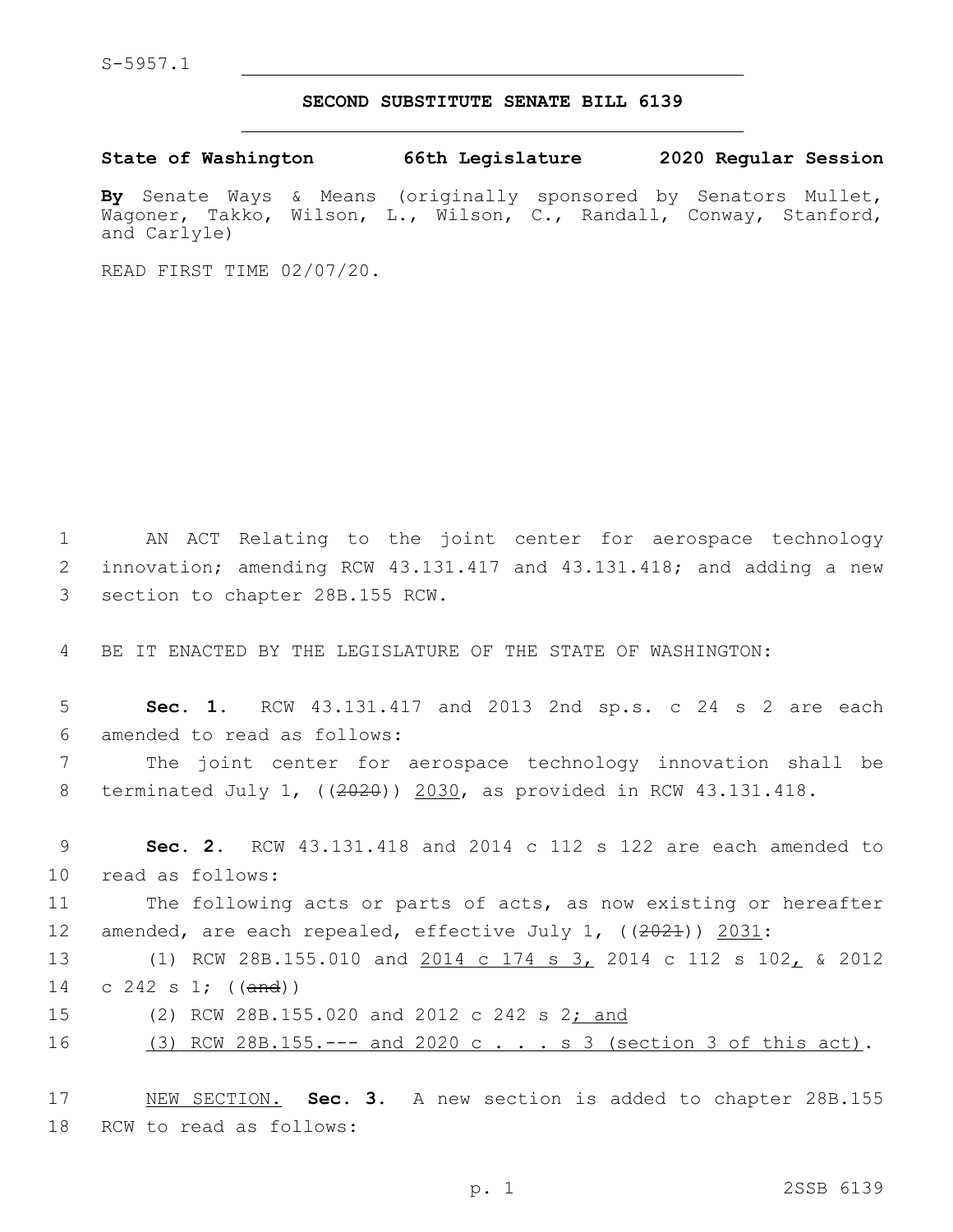S-5957.1

# SECOND SUBSTITUTE SENATE BILL 6139

**State of Washington 66th Legislature 2020 Regular Session**

**By** Senate Ways & Means (originally sponsored by Senators Mullet, Wagoner, Takko, Wilson, L., Wilson, C., Randall, Conway, Stanford, and Carlyle)

READ FIRST TIME 02/07/20.

1 AN ACT Relating to the joint center for aerospace technology
2 innovation; amending RCW 43.131.417 and 43.131.418; and adding a new
3 section to chapter 28B.155 RCW.

4 BE IT ENACTED BY THE LEGISLATURE OF THE STATE OF WASHINGTON:

5 **Sec. 1.** RCW 43.131.417 and 2013 2nd sp.s. c 24 s 2 are each
6 amended to read as follows:

7 The joint center for aerospace technology innovation shall be
8 terminated July 1, ((~~2020~~)) <u>2030</u>, as provided in RCW 43.131.418.

9 **Sec. 2.** RCW 43.131.418 and 2014 c 112 s 122 are each amended to
10 read as follows:

11 The following acts or parts of acts, as now existing or hereafter
12 amended, are each repealed, effective July 1, ((~~2021~~)) <u>2031</u>:

13 (1) RCW 28B.155.010 and <u>2014 c 174 s 3,</u> 2014 c 112 s 102<u>,</u> & 2012
14 c 242 s 1; ((~~and~~))

15 (2) RCW 28B.155.020 and 2012 c 242 s 2<u>; and</u>

16 <u>(3) RCW 28B.155.--- and 2020 c . . . s 3 (section 3 of this act)</u>.

17 <u>NEW SECTION.</u> **Sec. 3.** A new section is added to chapter 28B.155
18 RCW to read as follows: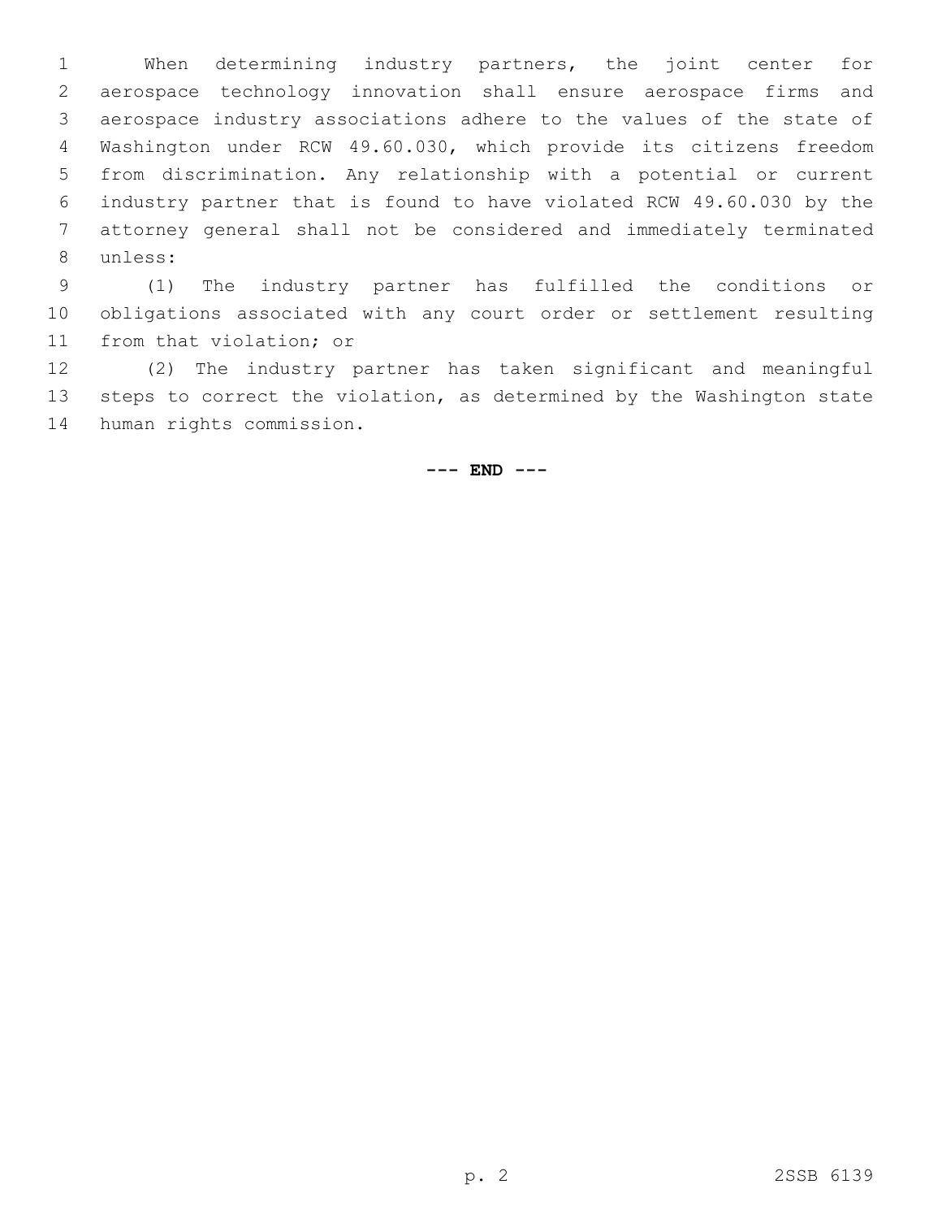When determining industry partners, the joint center for aerospace technology innovation shall ensure aerospace firms and aerospace industry associations adhere to the values of the state of Washington under RCW 49.60.030, which provide its citizens freedom from discrimination. Any relationship with a potential or current industry partner that is found to have violated RCW 49.60.030 by the attorney general shall not be considered and immediately terminated unless:

(1) The industry partner has fulfilled the conditions or obligations associated with any court order or settlement resulting from that violation; or

(2) The industry partner has taken significant and meaningful steps to correct the violation, as determined by the Washington state human rights commission.

**--- END ---**